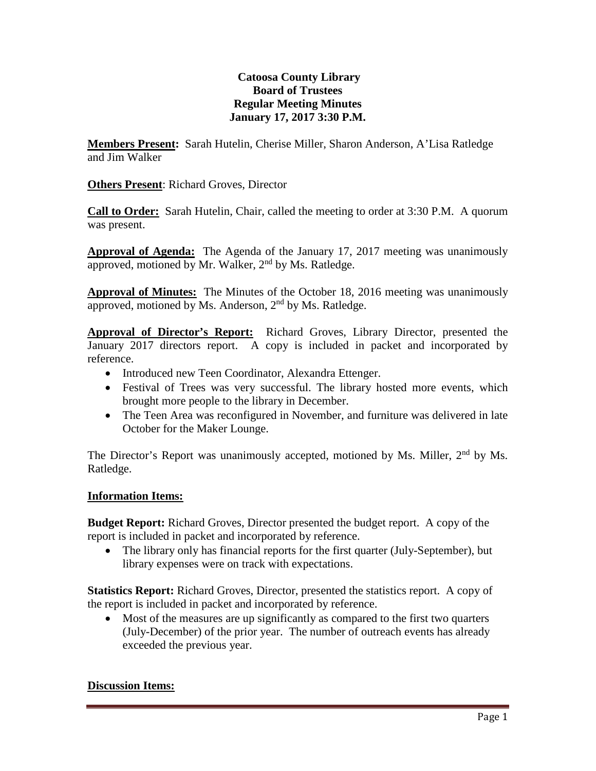**Catoosa County Library**
**Board of Trustees**
**Regular Meeting Minutes**
**January 17, 2017 3:30 P.M.**

**Members Present:** Sarah Hutelin, Cherise Miller, Sharon Anderson, A'Lisa Ratledge and Jim Walker

**Others Present**: Richard Groves, Director

**Call to Order:** Sarah Hutelin, Chair, called the meeting to order at 3:30 P.M. A quorum was present.

**Approval of Agenda:** The Agenda of the January 17, 2017 meeting was unanimously approved, motioned by Mr. Walker, 2nd by Ms. Ratledge.

**Approval of Minutes:** The Minutes of the October 18, 2016 meeting was unanimously approved, motioned by Ms. Anderson, 2nd by Ms. Ratledge.

**Approval of Director's Report:** Richard Groves, Library Director, presented the January 2017 directors report. A copy is included in packet and incorporated by reference.

- Introduced new Teen Coordinator, Alexandra Ettenger.
- Festival of Trees was very successful. The library hosted more events, which brought more people to the library in December.
- The Teen Area was reconfigured in November, and furniture was delivered in late October for the Maker Lounge.

The Director's Report was unanimously accepted, motioned by Ms. Miller, 2nd by Ms. Ratledge.

**Information Items:**

**Budget Report:** Richard Groves, Director presented the budget report. A copy of the report is included in packet and incorporated by reference.

- The library only has financial reports for the first quarter (July-September), but library expenses were on track with expectations.

**Statistics Report:** Richard Groves, Director, presented the statistics report. A copy of the report is included in packet and incorporated by reference.

- Most of the measures are up significantly as compared to the first two quarters (July-December) of the prior year. The number of outreach events has already exceeded the previous year.

**Discussion Items:**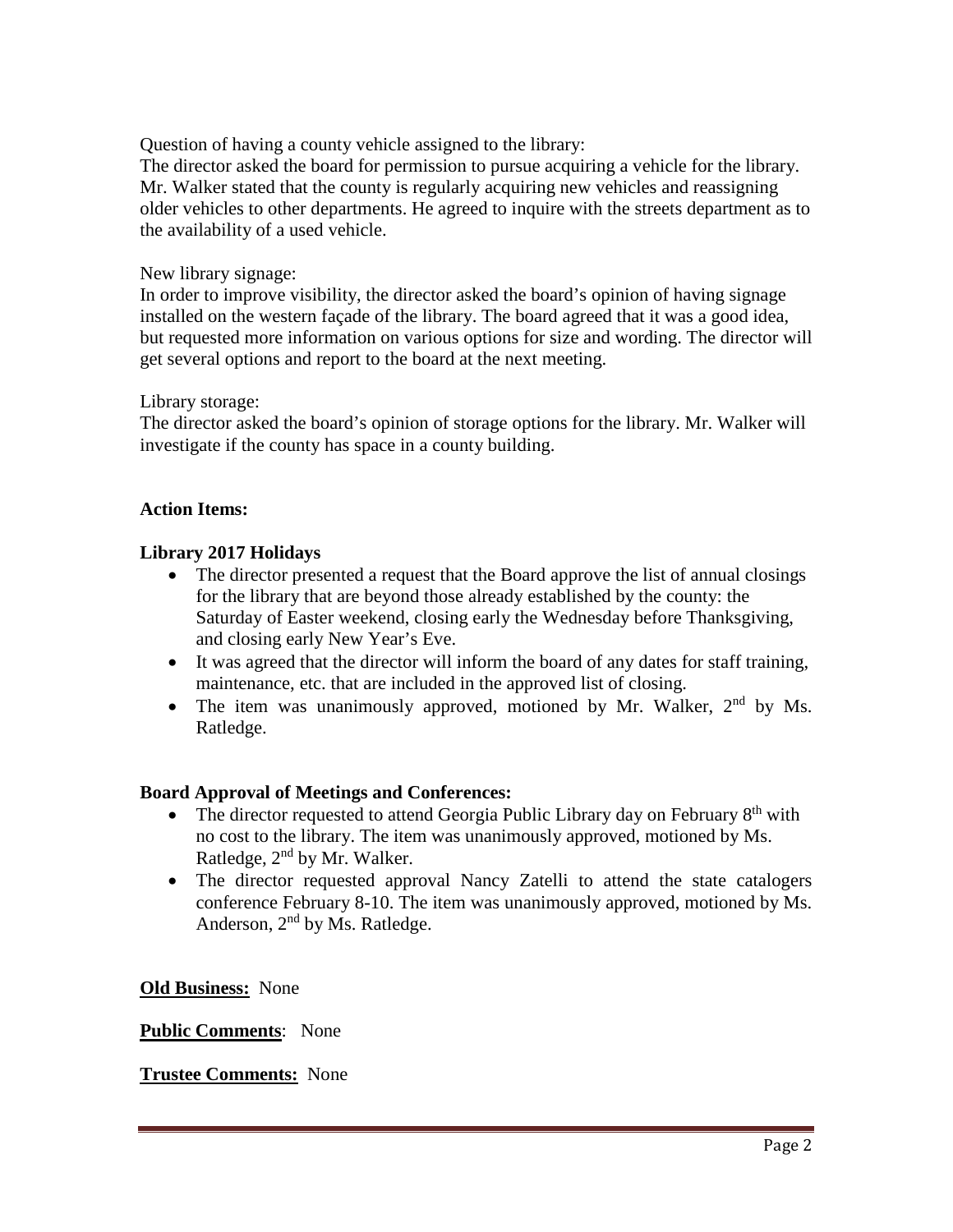Question of having a county vehicle assigned to the library:
The director asked the board for permission to pursue acquiring a vehicle for the library. Mr. Walker stated that the county is regularly acquiring new vehicles and reassigning older vehicles to other departments. He agreed to inquire with the streets department as to the availability of a used vehicle.

New library signage:
In order to improve visibility, the director asked the board's opinion of having signage installed on the western façade of the library. The board agreed that it was a good idea, but requested more information on various options for size and wording. The director will get several options and report to the board at the next meeting.

Library storage:
The director asked the board's opinion of storage options for the library. Mr. Walker will investigate if the county has space in a county building.

**Action Items:**

**Library 2017 Holidays**

- The director presented a request that the Board approve the list of annual closings for the library that are beyond those already established by the county: the Saturday of Easter weekend, closing early the Wednesday before Thanksgiving, and closing early New Year's Eve.
- It was agreed that the director will inform the board of any dates for staff training, maintenance, etc. that are included in the approved list of closing.
- The item was unanimously approved, motioned by Mr. Walker, 2nd by Ms. Ratledge.

**Board Approval of Meetings and Conferences:**

- The director requested to attend Georgia Public Library day on February 8th with no cost to the library. The item was unanimously approved, motioned by Ms. Ratledge, 2nd by Mr. Walker.
- The director requested approval Nancy Zatelli to attend the state catalogers conference February 8-10. The item was unanimously approved, motioned by Ms. Anderson, 2nd by Ms. Ratledge.

**Old Business:** None

**Public Comments**: None

**Trustee Comments:** None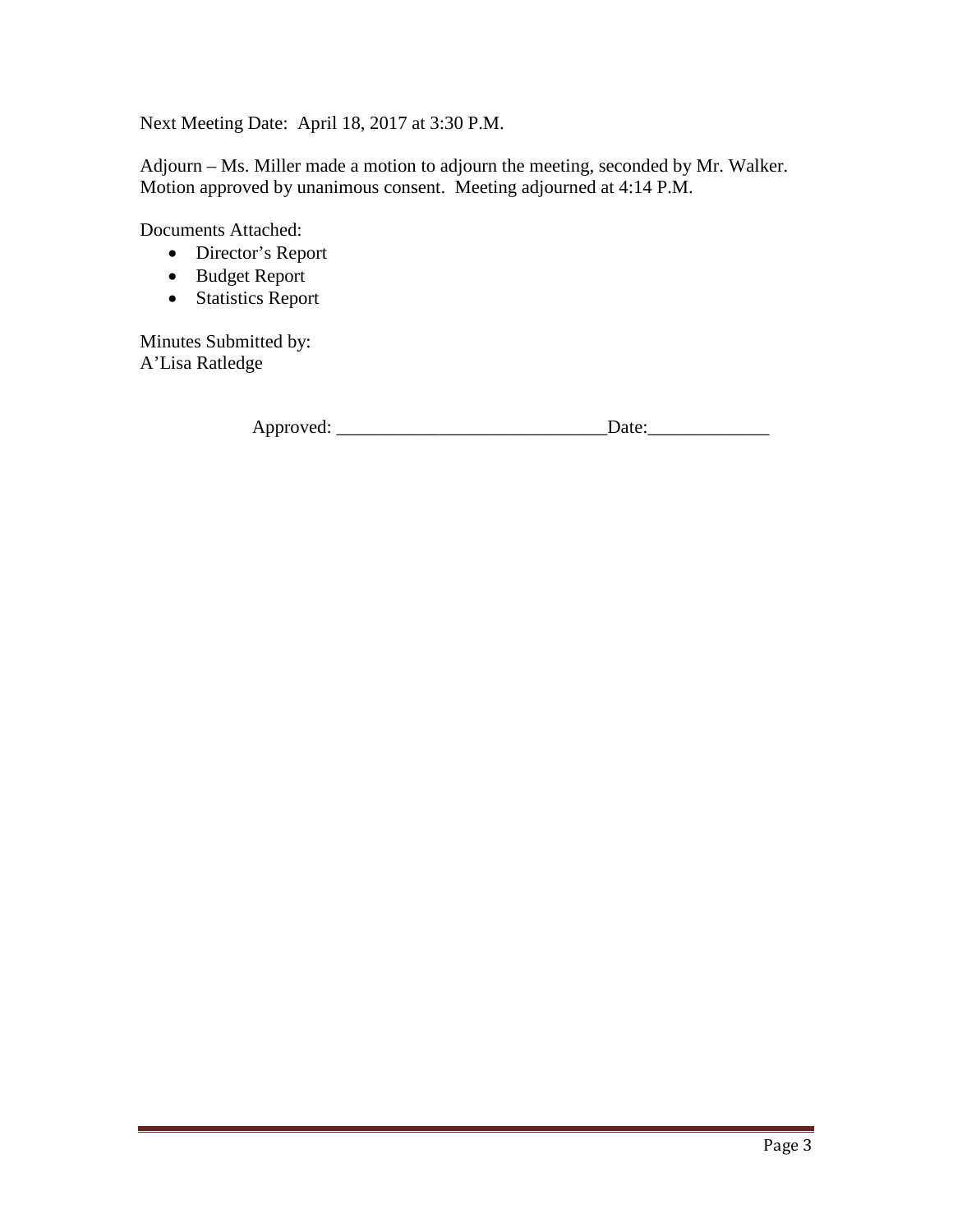Next Meeting Date: April 18, 2017 at 3:30 P.M.

Adjourn – Ms. Miller made a motion to adjourn the meeting, seconded by Mr. Walker. Motion approved by unanimous consent. Meeting adjourned at 4:14 P.M.

Documents Attached:

- Director's Report
- Budget Report
- Statistics Report

Minutes Submitted by:
A'Lisa Ratledge

Approved: _____________________________Date:_____________